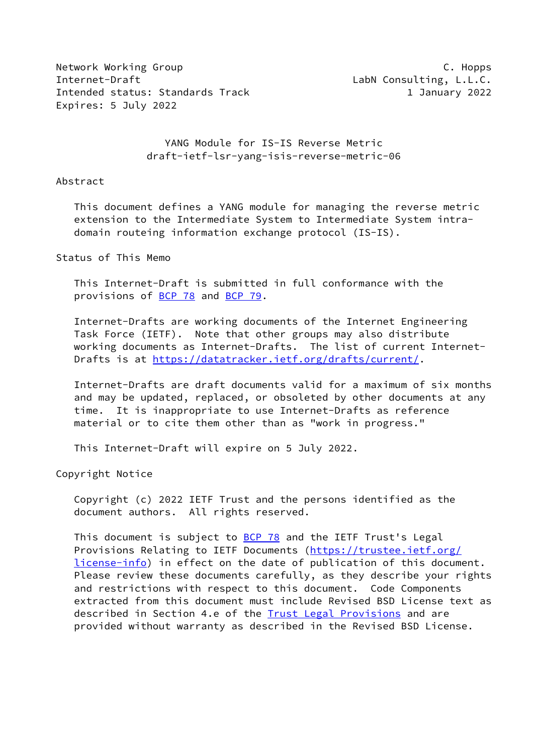Network Working Group C. Hopps
Internet-Draft LabN Consulting, L.L.C.
Intended status: Standards Track 1 January 2022
Expires: 5 July 2022

# YANG Module for IS-IS Reverse Metric
draft-ietf-lsr-yang-isis-reverse-metric-06

## Abstract

This document defines a YANG module for managing the reverse metric extension to the Intermediate System to Intermediate System intra-domain routeing information exchange protocol (IS-IS).

## Status of This Memo

This Internet-Draft is submitted in full conformance with the provisions of BCP 78 and BCP 79.

Internet-Drafts are working documents of the Internet Engineering Task Force (IETF). Note that other groups may also distribute working documents as Internet-Drafts. The list of current Internet-Drafts is at https://datatracker.ietf.org/drafts/current/.

Internet-Drafts are draft documents valid for a maximum of six months and may be updated, replaced, or obsoleted by other documents at any time. It is inappropriate to use Internet-Drafts as reference material or to cite them other than as "work in progress."

This Internet-Draft will expire on 5 July 2022.

## Copyright Notice

Copyright (c) 2022 IETF Trust and the persons identified as the document authors. All rights reserved.

This document is subject to BCP 78 and the IETF Trust's Legal Provisions Relating to IETF Documents (https://trustee.ietf.org/license-info) in effect on the date of publication of this document. Please review these documents carefully, as they describe your rights and restrictions with respect to this document. Code Components extracted from this document must include Revised BSD License text as described in Section 4.e of the Trust Legal Provisions and are provided without warranty as described in the Revised BSD License.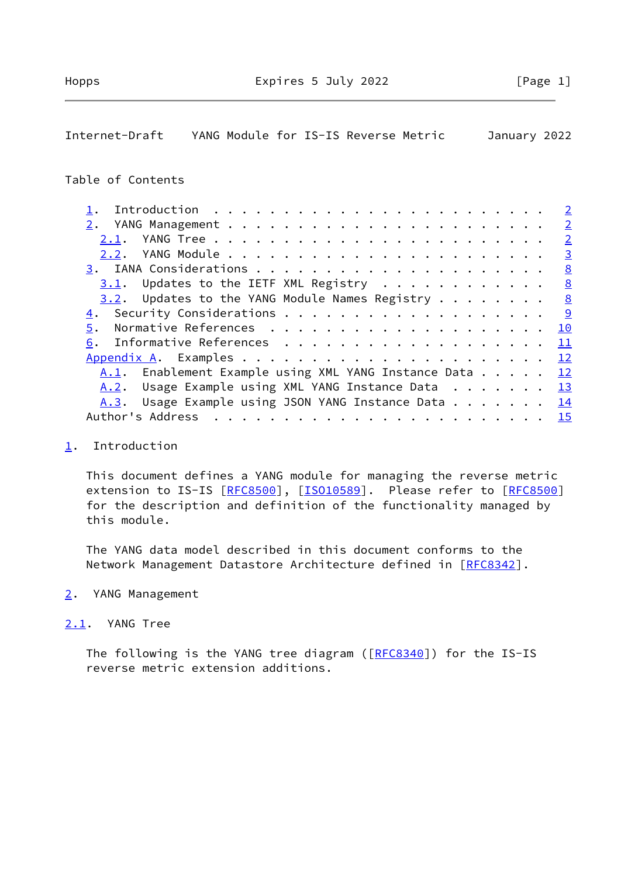Table of Contents

1. Introduction . . . . . . . . . . . . . . . . . . . . . . . . 2
2. YANG Management . . . . . . . . . . . . . . . . . . . . . . . 2
   2.1. YANG Tree . . . . . . . . . . . . . . . . . . . . . . . . 2
   2.2. YANG Module . . . . . . . . . . . . . . . . . . . . . . . 3
3. IANA Considerations . . . . . . . . . . . . . . . . . . . . . 8
   3.1. Updates to the IETF XML Registry . . . . . . . . . . . . 8
   3.2. Updates to the YANG Module Names Registry . . . . . . . . 8
4. Security Considerations . . . . . . . . . . . . . . . . . . . 9
5. Normative References . . . . . . . . . . . . . . . . . . . . 10
6. Informative References . . . . . . . . . . . . . . . . . . . 11
Appendix A. Examples . . . . . . . . . . . . . . . . . . . . . . 12
   A.1. Enablement Example using XML YANG Instance Data . . . . . 12
   A.2. Usage Example using XML YANG Instance Data . . . . . . . 13
   A.3. Usage Example using JSON YANG Instance Data . . . . . . . 14
Author's Address . . . . . . . . . . . . . . . . . . . . . . . . 15

## 1. Introduction

This document defines a YANG module for managing the reverse metric extension to IS-IS [RFC8500], [ISO10589]. Please refer to [RFC8500] for the description and definition of the functionality managed by this module.

The YANG data model described in this document conforms to the Network Management Datastore Architecture defined in [RFC8342].

## 2. YANG Management

### 2.1. YANG Tree

The following is the YANG tree diagram ([RFC8340]) for the IS-IS reverse metric extension additions.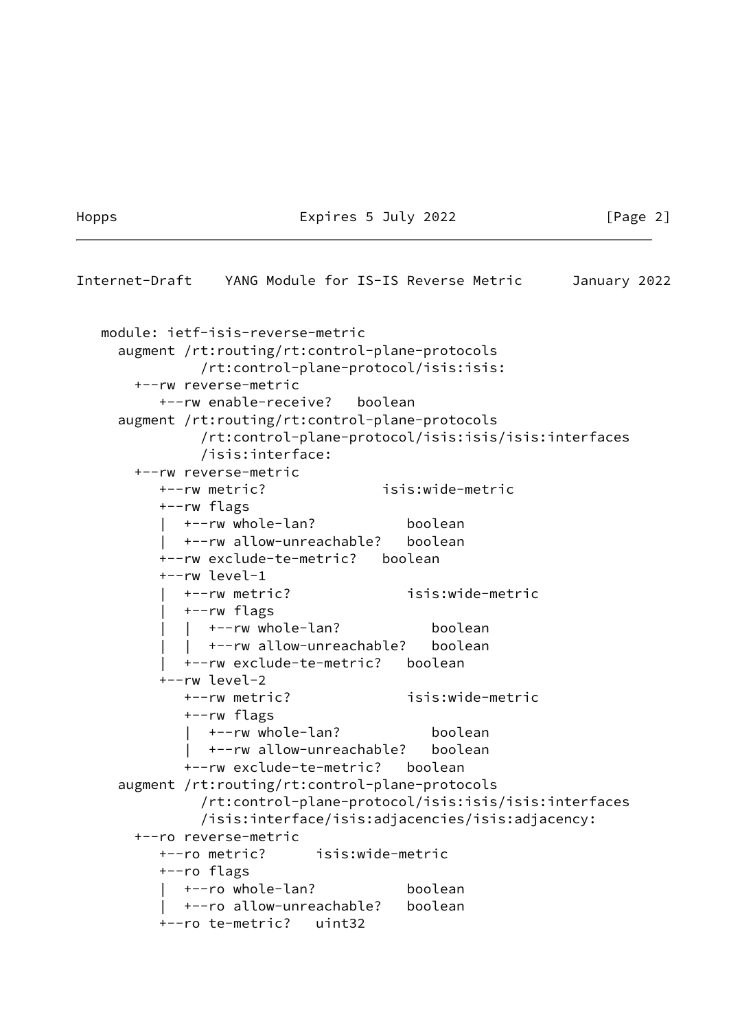```
   module: ietf-isis-reverse-metric
     augment /rt:routing/rt:control-plane-protocols
               /rt:control-plane-protocol/isis:isis:
       +--rw reverse-metric
          +--rw enable-receive?   boolean
     augment /rt:routing/rt:control-plane-protocols
               /rt:control-plane-protocol/isis:isis/isis:interfaces
               /isis:interface:
       +--rw reverse-metric
          +--rw metric?              isis:wide-metric
          +--rw flags
          |  +--rw whole-lan?           boolean
          |  +--rw allow-unreachable?   boolean
          +--rw exclude-te-metric?   boolean
          +--rw level-1
          |  +--rw metric?              isis:wide-metric
          |  +--rw flags
          |  |  +--rw whole-lan?           boolean
          |  |  +--rw allow-unreachable?   boolean
          |  +--rw exclude-te-metric?   boolean
          +--rw level-2
             +--rw metric?              isis:wide-metric
             +--rw flags
             |  +--rw whole-lan?           boolean
             |  +--rw allow-unreachable?   boolean
             +--rw exclude-te-metric?   boolean
     augment /rt:routing/rt:control-plane-protocols
               /rt:control-plane-protocol/isis:isis/isis:interfaces
               /isis:interface/isis:adjacencies/isis:adjacency:
       +--ro reverse-metric
          +--ro metric?      isis:wide-metric
          +--ro flags
          |  +--ro whole-lan?           boolean
          |  +--ro allow-unreachable?   boolean
          +--ro te-metric?   uint32
```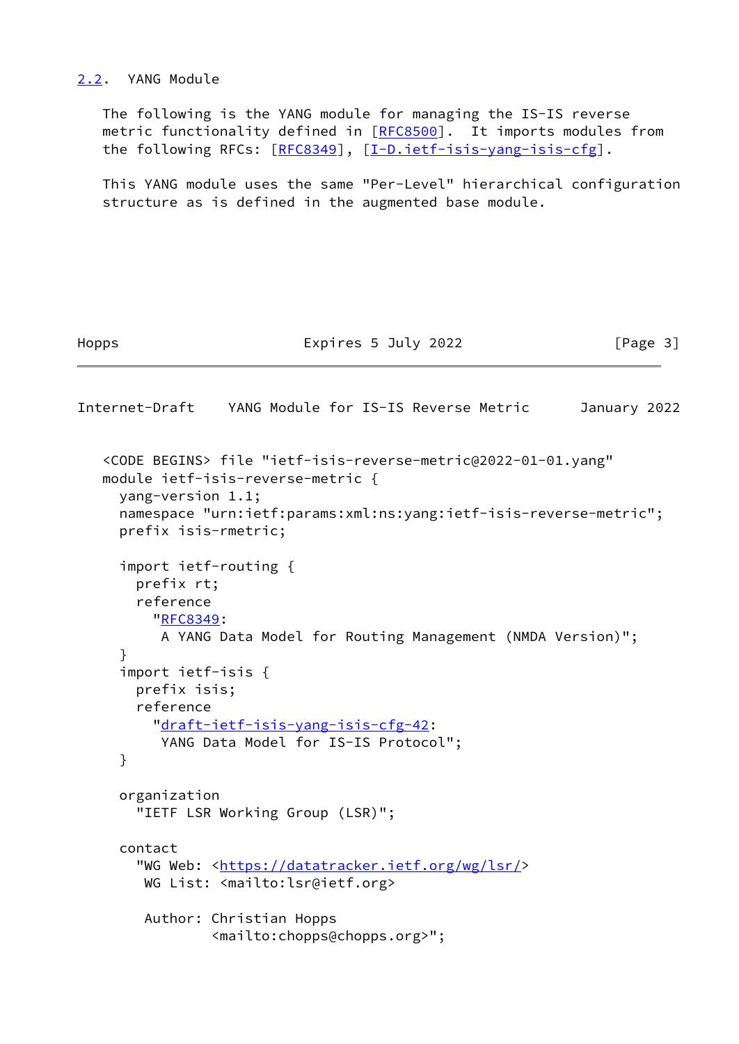## 2.2. YANG Module

The following is the YANG module for managing the IS-IS reverse metric functionality defined in [RFC8500]. It imports modules from the following RFCs: [RFC8349], [I-D.ietf-isis-yang-isis-cfg].

This YANG module uses the same "Per-Level" hierarchical configuration structure as is defined in the augmented base module.

```
<CODE BEGINS> file "ietf-isis-reverse-metric@2022-01-01.yang"
module ietf-isis-reverse-metric {
  yang-version 1.1;
  namespace "urn:ietf:params:xml:ns:yang:ietf-isis-reverse-metric";
  prefix isis-rmetric;

  import ietf-routing {
    prefix rt;
    reference
      "RFC8349:
       A YANG Data Model for Routing Management (NMDA Version)";
  }
  import ietf-isis {
    prefix isis;
    reference
      "draft-ietf-isis-yang-isis-cfg-42:
       YANG Data Model for IS-IS Protocol";
  }

  organization
    "IETF LSR Working Group (LSR)";

  contact
    "WG Web: <https://datatracker.ietf.org/wg/lsr/>
     WG List: <mailto:lsr@ietf.org>

     Author: Christian Hopps
             <mailto:chopps@chopps.org>";
```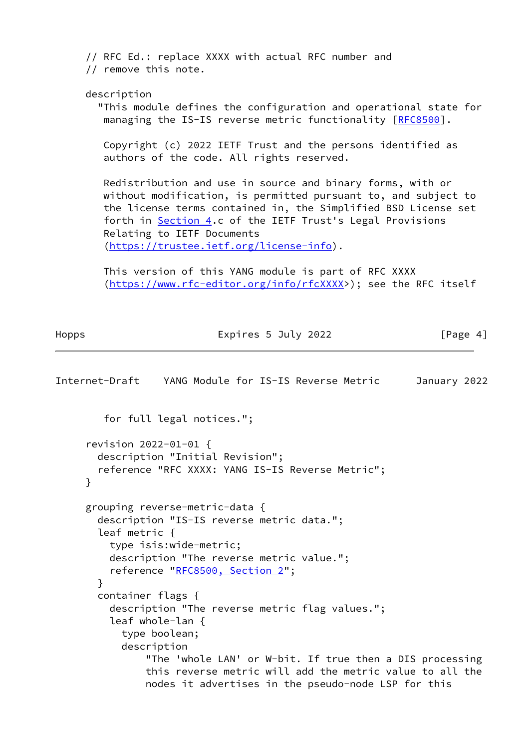```
     // RFC Ed.: replace XXXX with actual RFC number and
     // remove this note.

     description
       "This module defines the configuration and operational state for
        managing the IS-IS reverse metric functionality [RFC8500].

        Copyright (c) 2022 IETF Trust and the persons identified as
        authors of the code. All rights reserved.

        Redistribution and use in source and binary forms, with or
        without modification, is permitted pursuant to, and subject to
        the license terms contained in, the Simplified BSD License set
        forth in Section 4.c of the IETF Trust's Legal Provisions
        Relating to IETF Documents
        (https://trustee.ietf.org/license-info).

        This version of this YANG module is part of RFC XXXX
        (https://www.rfc-editor.org/info/rfcXXXX>); see the RFC itself
        for full legal notices.";

     revision 2022-01-01 {
       description "Initial Revision";
       reference "RFC XXXX: YANG IS-IS Reverse Metric";
     }

     grouping reverse-metric-data {
       description "IS-IS reverse metric data.";
       leaf metric {
         type isis:wide-metric;
         description "The reverse metric value.";
         reference "RFC8500, Section 2";
       }
       container flags {
         description "The reverse metric flag values.";
         leaf whole-lan {
           type boolean;
           description
               "The 'whole LAN' or W-bit. If true then a DIS processing
               this reverse metric will add the metric value to all the
               nodes it advertises in the pseudo-node LSP for this
```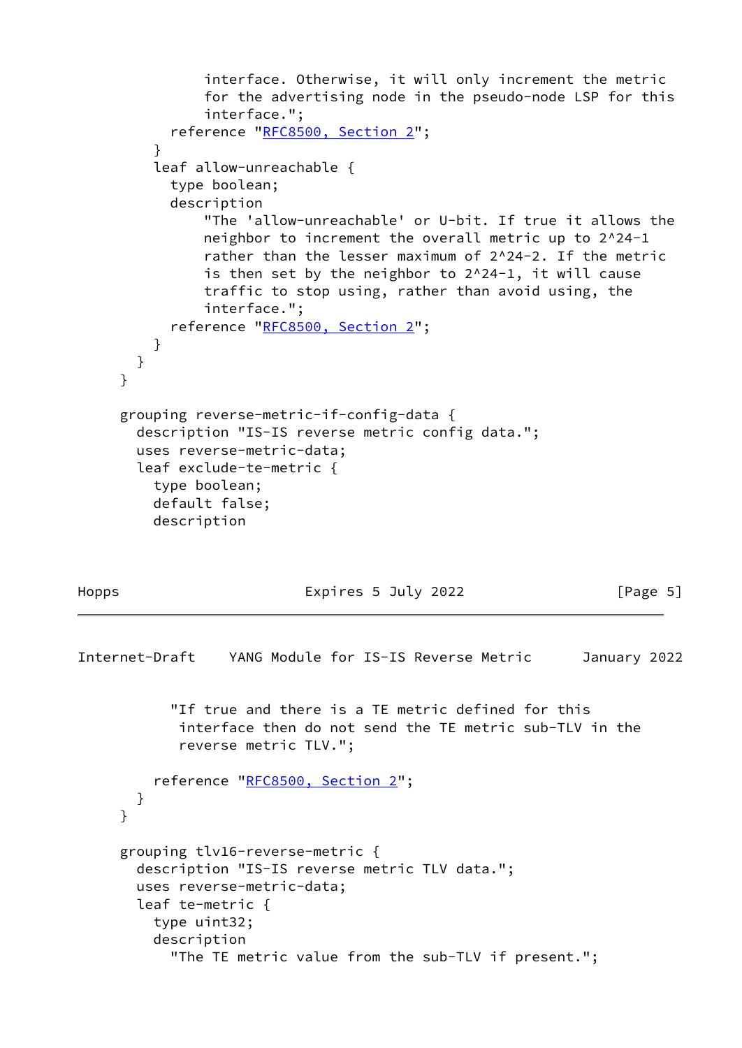```
              interface. Otherwise, it will only increment the metric
              for the advertising node in the pseudo-node LSP for this
              interface.";
          reference "RFC8500, Section 2";
        }
        leaf allow-unreachable {
          type boolean;
          description
              "The 'allow-unreachable' or U-bit. If true it allows the
              neighbor to increment the overall metric up to 2^24-1
              rather than the lesser maximum of 2^24-2. If the metric
              is then set by the neighbor to 2^24-1, it will cause
              traffic to stop using, rather than avoid using, the
              interface.";
          reference "RFC8500, Section 2";
        }
      }
    }

    grouping reverse-metric-if-config-data {
      description "IS-IS reverse metric config data.";
      uses reverse-metric-data;
      leaf exclude-te-metric {
        type boolean;
        default false;
        description
          "If true and there is a TE metric defined for this
           interface then do not send the TE metric sub-TLV in the
           reverse metric TLV.";

        reference "RFC8500, Section 2";
      }
    }

    grouping tlv16-reverse-metric {
      description "IS-IS reverse metric TLV data.";
      uses reverse-metric-data;
      leaf te-metric {
        type uint32;
        description
          "The TE metric value from the sub-TLV if present.";
```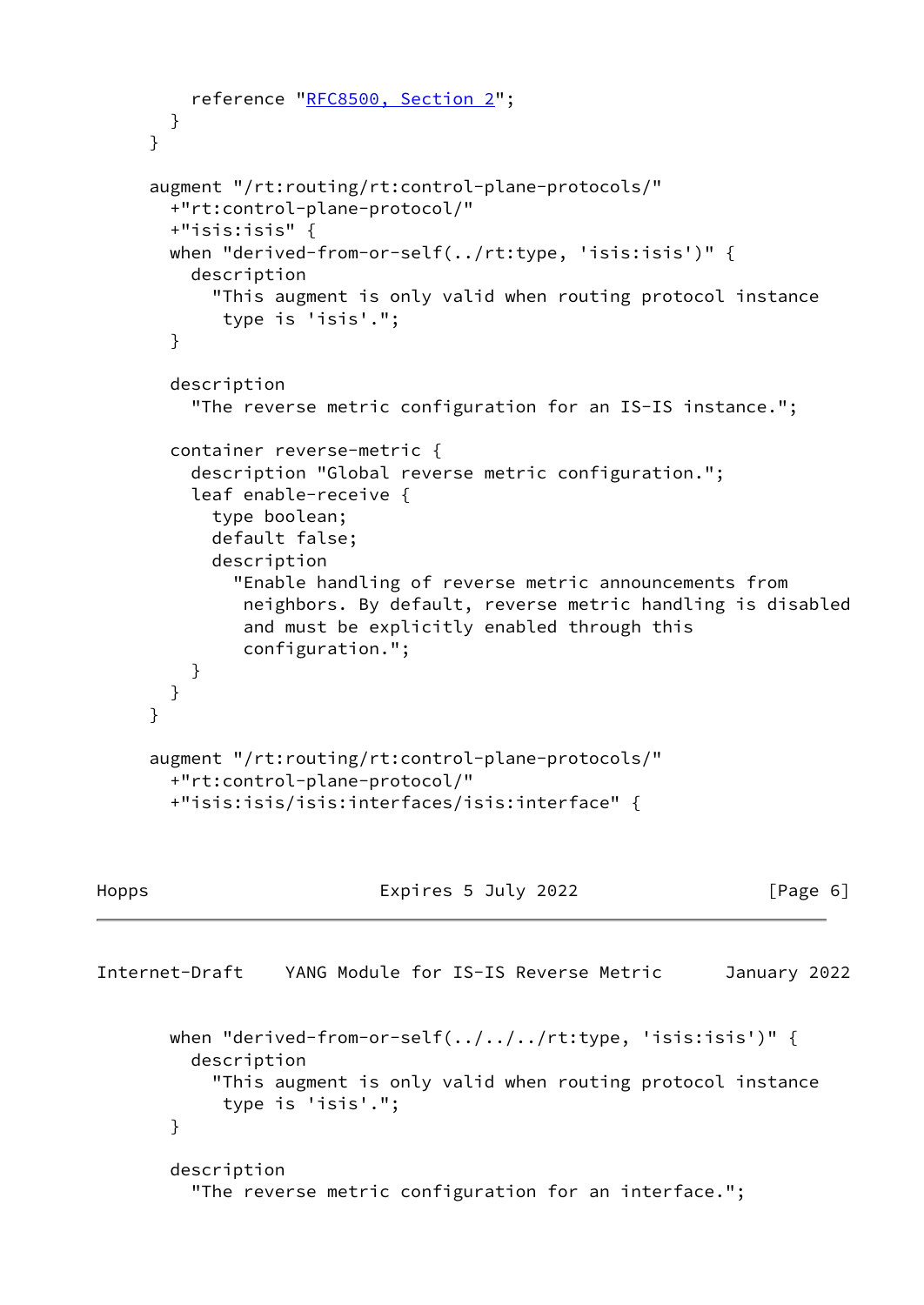```
        reference "RFC8500, Section 2";
      }
    }

    augment "/rt:routing/rt:control-plane-protocols/"
      +"rt:control-plane-protocol/"
      +"isis:isis" {
      when "derived-from-or-self(../rt:type, 'isis:isis')" {
        description
          "This augment is only valid when routing protocol instance
           type is 'isis'.";
      }

      description
        "The reverse metric configuration for an IS-IS instance.";

      container reverse-metric {
        description "Global reverse metric configuration.";
        leaf enable-receive {
          type boolean;
          default false;
          description
            "Enable handling of reverse metric announcements from
             neighbors. By default, reverse metric handling is disabled
             and must be explicitly enabled through this
             configuration.";
        }
      }
    }

    augment "/rt:routing/rt:control-plane-protocols/"
      +"rt:control-plane-protocol/"
      +"isis:isis/isis:interfaces/isis:interface" {
      when "derived-from-or-self(../../../rt:type, 'isis:isis')" {
        description
          "This augment is only valid when routing protocol instance
           type is 'isis'.";
      }

      description
        "The reverse metric configuration for an interface.";
```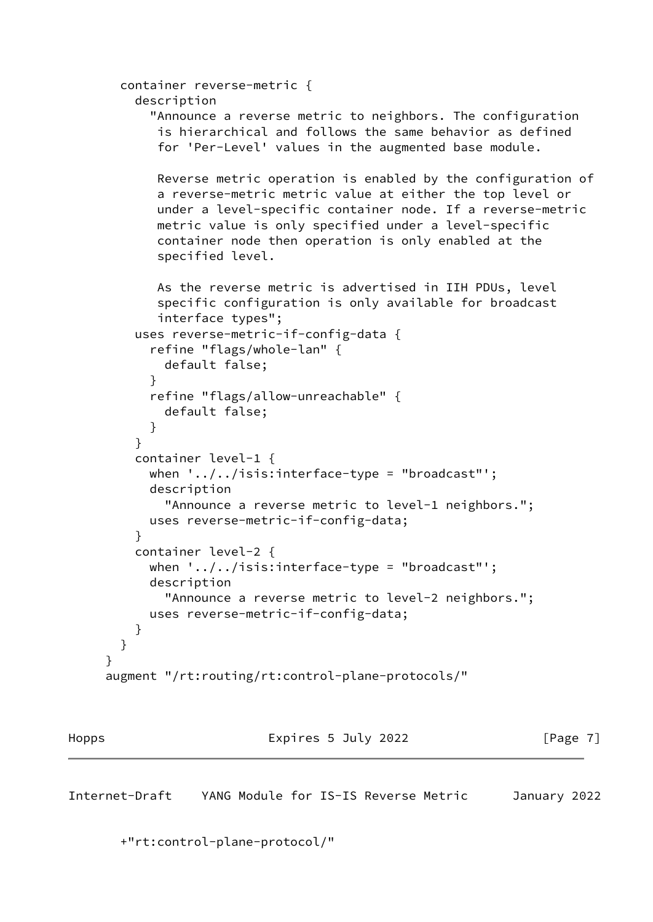```
       container reverse-metric {
         description
           "Announce a reverse metric to neighbors. The configuration
            is hierarchical and follows the same behavior as defined
            for 'Per-Level' values in the augmented base module.

            Reverse metric operation is enabled by the configuration of
            a reverse-metric metric value at either the top level or
            under a level-specific container node. If a reverse-metric
            metric value is only specified under a level-specific
            container node then operation is only enabled at the
            specified level.

            As the reverse metric is advertised in IIH PDUs, level
            specific configuration is only available for broadcast
            interface types";
         uses reverse-metric-if-config-data {
           refine "flags/whole-lan" {
             default false;
           }
           refine "flags/allow-unreachable" {
             default false;
           }
         }
         container level-1 {
           when '../../isis:interface-type = "broadcast"';
           description
             "Announce a reverse metric to level-1 neighbors.";
           uses reverse-metric-if-config-data;
         }
         container level-2 {
           when '../../isis:interface-type = "broadcast"';
           description
             "Announce a reverse metric to level-2 neighbors.";
           uses reverse-metric-if-config-data;
         }
       }
     }
     augment "/rt:routing/rt:control-plane-protocols/"
```

```
       +"rt:control-plane-protocol/"
```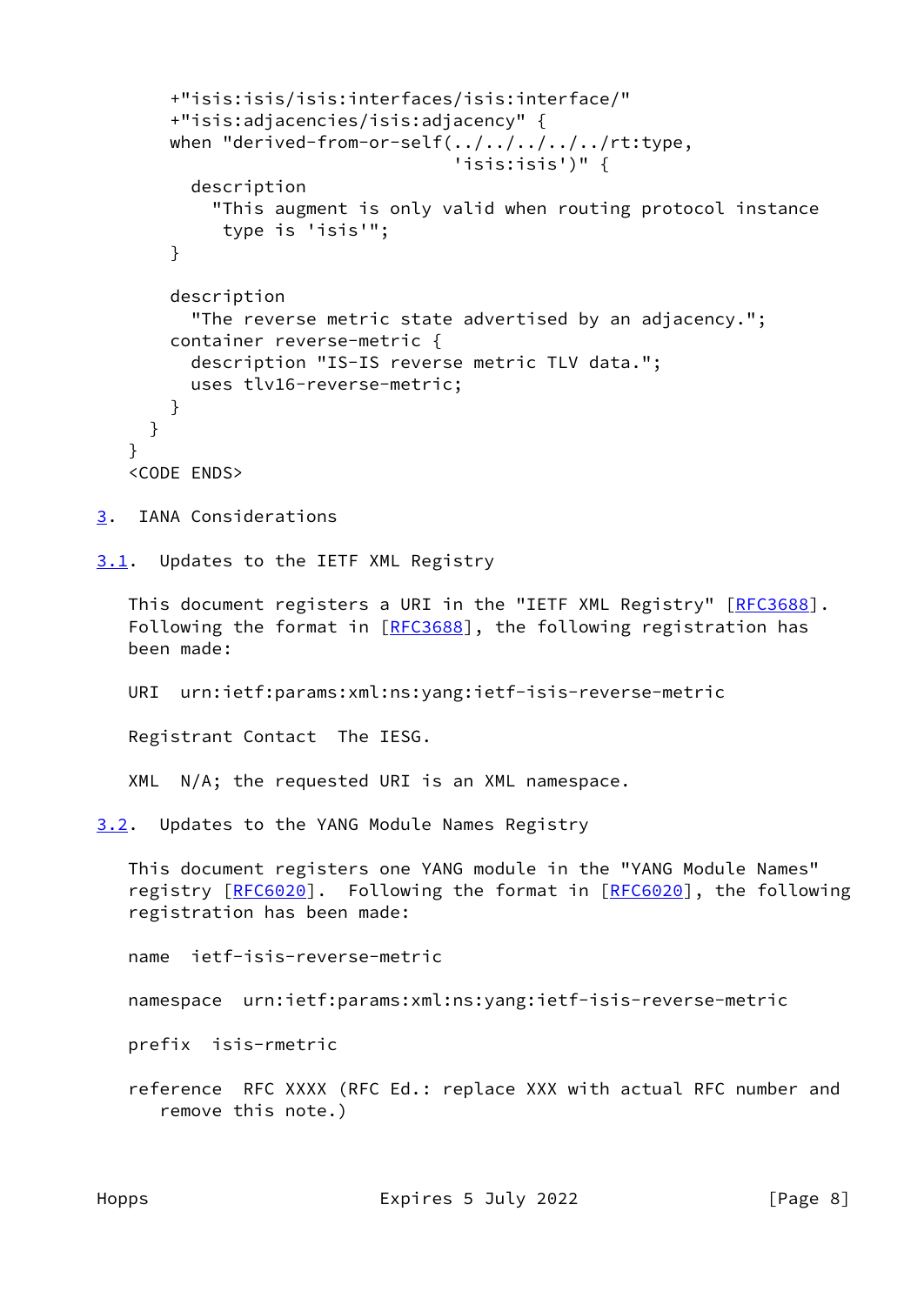```
      +"isis:isis/isis:interfaces/isis:interface/"
      +"isis:adjacencies/isis:adjacency" {
      when "derived-from-or-self(../../../../../rt:type,
                                 'isis:isis')" {
        description
          "This augment is only valid when routing protocol instance
           type is 'isis'";
      }

      description
        "The reverse metric state advertised by an adjacency.";
      container reverse-metric {
        description "IS-IS reverse metric TLV data.";
        uses tlv16-reverse-metric;
      }
    }
  }
  <CODE ENDS>
```

## 3. IANA Considerations

### 3.1. Updates to the IETF XML Registry

This document registers a URI in the "IETF XML Registry" [RFC3688]. Following the format in [RFC3688], the following registration has been made:

URI urn:ietf:params:xml:ns:yang:ietf-isis-reverse-metric

Registrant Contact The IESG.

XML N/A; the requested URI is an XML namespace.

### 3.2. Updates to the YANG Module Names Registry

This document registers one YANG module in the "YANG Module Names" registry [RFC6020]. Following the format in [RFC6020], the following registration has been made:

name ietf-isis-reverse-metric

namespace urn:ietf:params:xml:ns:yang:ietf-isis-reverse-metric

prefix isis-rmetric

reference RFC XXXX (RFC Ed.: replace XXX with actual RFC number and remove this note.)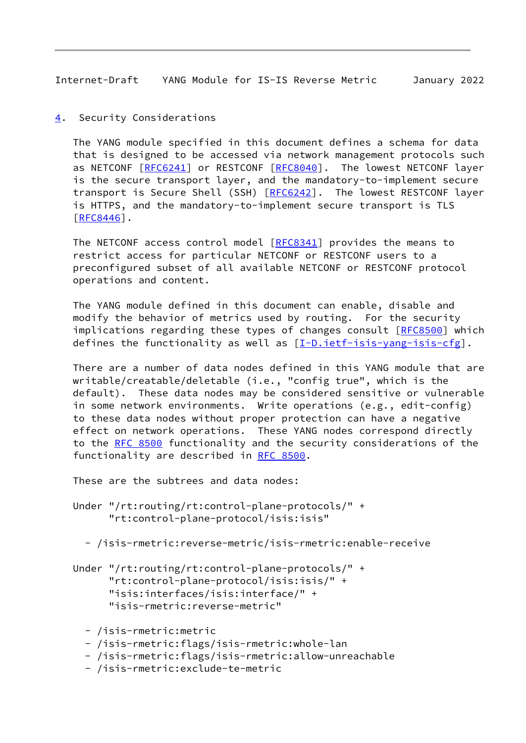## 4. Security Considerations

The YANG module specified in this document defines a schema for data that is designed to be accessed via network management protocols such as NETCONF [RFC6241] or RESTCONF [RFC8040]. The lowest NETCONF layer is the secure transport layer, and the mandatory-to-implement secure transport is Secure Shell (SSH) [RFC6242]. The lowest RESTCONF layer is HTTPS, and the mandatory-to-implement secure transport is TLS [RFC8446].

The NETCONF access control model [RFC8341] provides the means to restrict access for particular NETCONF or RESTCONF users to a preconfigured subset of all available NETCONF or RESTCONF protocol operations and content.

The YANG module defined in this document can enable, disable and modify the behavior of metrics used by routing. For the security implications regarding these types of changes consult [RFC8500] which defines the functionality as well as [I-D.ietf-isis-yang-isis-cfg].

There are a number of data nodes defined in this YANG module that are writable/creatable/deletable (i.e., "config true", which is the default). These data nodes may be considered sensitive or vulnerable in some network environments. Write operations (e.g., edit-config) to these data nodes without proper protection can have a negative effect on network operations. These YANG nodes correspond directly to the RFC 8500 functionality and the security considerations of the functionality are described in RFC 8500.

These are the subtrees and data nodes:

Under "/rt:routing/rt:control-plane-protocols/" + "rt:control-plane-protocol/isis:isis"

- /isis-rmetric:reverse-metric/isis-rmetric:enable-receive

Under "/rt:routing/rt:control-plane-protocols/" + "rt:control-plane-protocol/isis:isis/" + "isis:interfaces/isis:interface/" + "isis-rmetric:reverse-metric"

- /isis-rmetric:metric
- /isis-rmetric:flags/isis-rmetric:whole-lan
- /isis-rmetric:flags/isis-rmetric:allow-unreachable
- /isis-rmetric:exclude-te-metric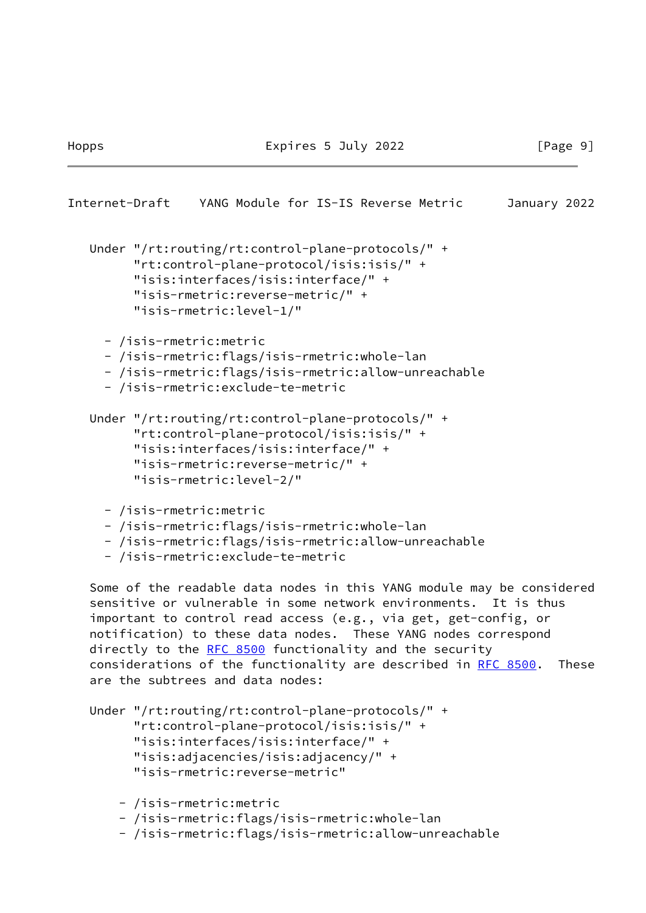Under "/rt:routing/rt:control-plane-protocols/" +
      "rt:control-plane-protocol/isis:isis/" +
      "isis:interfaces/isis:interface/" +
      "isis-rmetric:reverse-metric/" +
      "isis-rmetric:level-1/"

- /isis-rmetric:metric
- /isis-rmetric:flags/isis-rmetric:whole-lan
- /isis-rmetric:flags/isis-rmetric:allow-unreachable
- /isis-rmetric:exclude-te-metric

Under "/rt:routing/rt:control-plane-protocols/" +
      "rt:control-plane-protocol/isis:isis/" +
      "isis:interfaces/isis:interface/" +
      "isis-rmetric:reverse-metric/" +
      "isis-rmetric:level-2/"

- /isis-rmetric:metric
- /isis-rmetric:flags/isis-rmetric:whole-lan
- /isis-rmetric:flags/isis-rmetric:allow-unreachable
- /isis-rmetric:exclude-te-metric

Some of the readable data nodes in this YANG module may be considered sensitive or vulnerable in some network environments. It is thus important to control read access (e.g., via get, get-config, or notification) to these data nodes. These YANG nodes correspond directly to the RFC 8500 functionality and the security considerations of the functionality are described in RFC 8500. These are the subtrees and data nodes:

Under "/rt:routing/rt:control-plane-protocols/" +
      "rt:control-plane-protocol/isis:isis/" +
      "isis:interfaces/isis:interface/" +
      "isis:adjacencies/isis:adjacency/" +
      "isis-rmetric:reverse-metric"

- /isis-rmetric:metric
- /isis-rmetric:flags/isis-rmetric:whole-lan
- /isis-rmetric:flags/isis-rmetric:allow-unreachable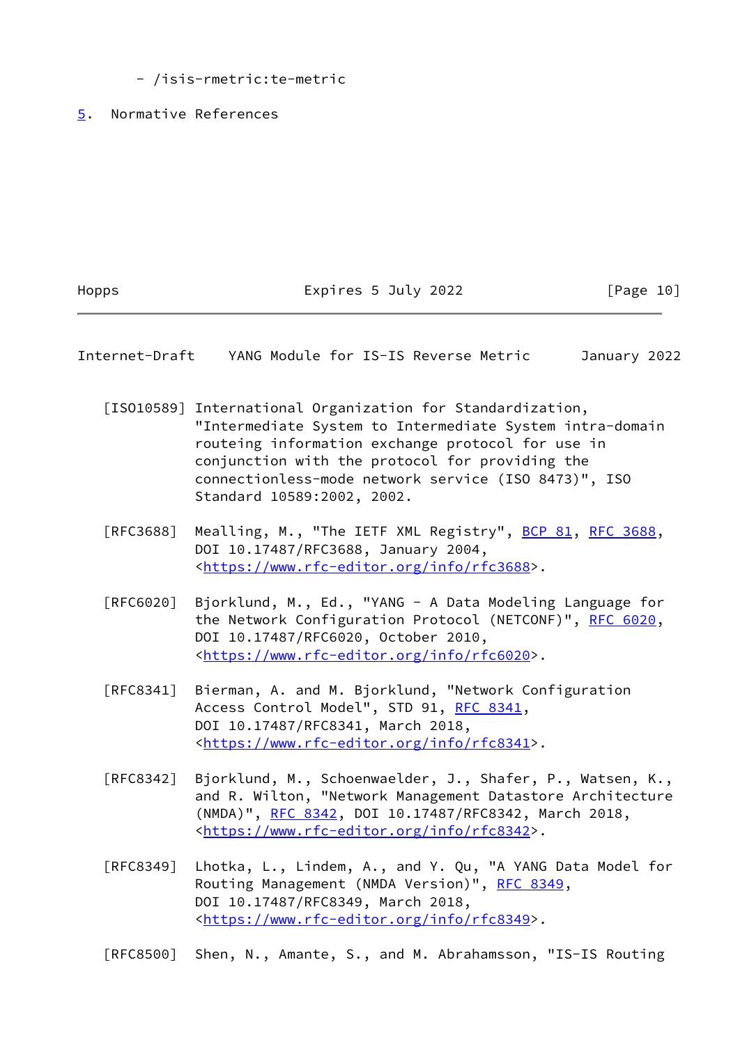- /isis-rmetric:te-metric

## 5. Normative References

[ISO10589] International Organization for Standardization, "Intermediate System to Intermediate System intra-domain routeing information exchange protocol for use in conjunction with the protocol for providing the connectionless-mode network service (ISO 8473)", ISO Standard 10589:2002, 2002.

[RFC3688] Mealling, M., "The IETF XML Registry", BCP 81, RFC 3688, DOI 10.17487/RFC3688, January 2004, <https://www.rfc-editor.org/info/rfc3688>.

[RFC6020] Bjorklund, M., Ed., "YANG - A Data Modeling Language for the Network Configuration Protocol (NETCONF)", RFC 6020, DOI 10.17487/RFC6020, October 2010, <https://www.rfc-editor.org/info/rfc6020>.

[RFC8341] Bierman, A. and M. Bjorklund, "Network Configuration Access Control Model", STD 91, RFC 8341, DOI 10.17487/RFC8341, March 2018, <https://www.rfc-editor.org/info/rfc8341>.

[RFC8342] Bjorklund, M., Schoenwaelder, J., Shafer, P., Watsen, K., and R. Wilton, "Network Management Datastore Architecture (NMDA)", RFC 8342, DOI 10.17487/RFC8342, March 2018, <https://www.rfc-editor.org/info/rfc8342>.

[RFC8349] Lhotka, L., Lindem, A., and Y. Qu, "A YANG Data Model for Routing Management (NMDA Version)", RFC 8349, DOI 10.17487/RFC8349, March 2018, <https://www.rfc-editor.org/info/rfc8349>.

[RFC8500] Shen, N., Amante, S., and M. Abrahamsson, "IS-IS Routing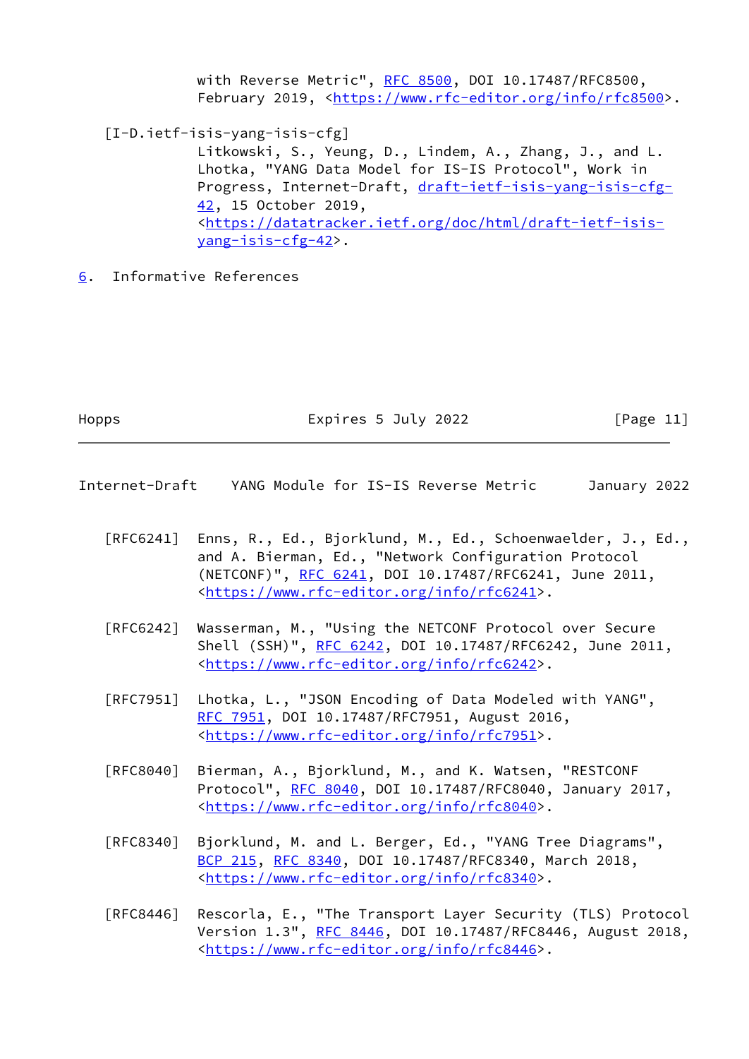with Reverse Metric", RFC 8500, DOI 10.17487/RFC8500, February 2019, <https://www.rfc-editor.org/info/rfc8500>.

[I-D.ietf-isis-yang-isis-cfg]
Litkowski, S., Yeung, D., Lindem, A., Zhang, J., and L. Lhotka, "YANG Data Model for IS-IS Protocol", Work in Progress, Internet-Draft, draft-ietf-isis-yang-isis-cfg-42, 15 October 2019, <https://datatracker.ietf.org/doc/html/draft-ietf-isis-yang-isis-cfg-42>.

## 6. Informative References

[RFC6241] Enns, R., Ed., Bjorklund, M., Ed., Schoenwaelder, J., Ed., and A. Bierman, Ed., "Network Configuration Protocol (NETCONF)", RFC 6241, DOI 10.17487/RFC6241, June 2011, <https://www.rfc-editor.org/info/rfc6241>.

[RFC6242] Wasserman, M., "Using the NETCONF Protocol over Secure Shell (SSH)", RFC 6242, DOI 10.17487/RFC6242, June 2011, <https://www.rfc-editor.org/info/rfc6242>.

[RFC7951] Lhotka, L., "JSON Encoding of Data Modeled with YANG", RFC 7951, DOI 10.17487/RFC7951, August 2016, <https://www.rfc-editor.org/info/rfc7951>.

[RFC8040] Bierman, A., Bjorklund, M., and K. Watsen, "RESTCONF Protocol", RFC 8040, DOI 10.17487/RFC8040, January 2017, <https://www.rfc-editor.org/info/rfc8040>.

[RFC8340] Bjorklund, M. and L. Berger, Ed., "YANG Tree Diagrams", BCP 215, RFC 8340, DOI 10.17487/RFC8340, March 2018, <https://www.rfc-editor.org/info/rfc8340>.

[RFC8446] Rescorla, E., "The Transport Layer Security (TLS) Protocol Version 1.3", RFC 8446, DOI 10.17487/RFC8446, August 2018, <https://www.rfc-editor.org/info/rfc8446>.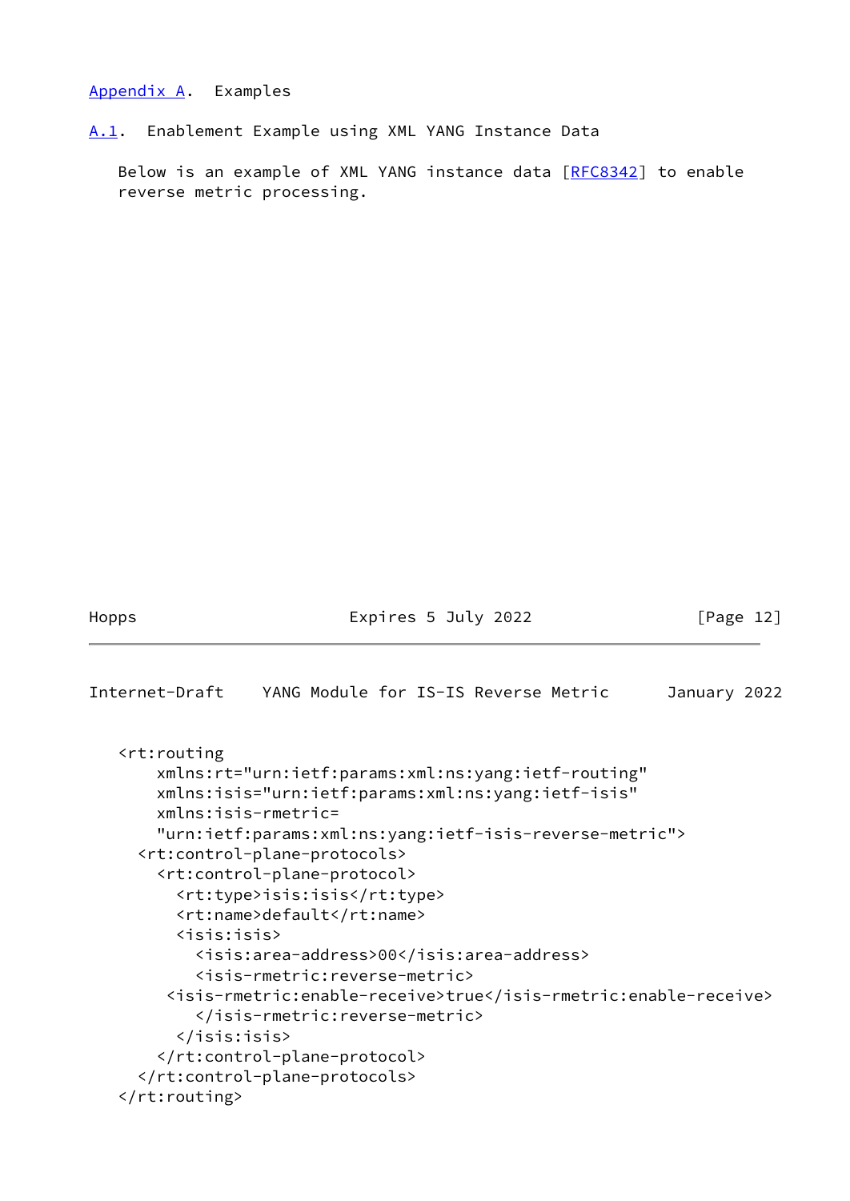## Appendix A. Examples

### A.1. Enablement Example using XML YANG Instance Data

Below is an example of XML YANG instance data [RFC8342] to enable reverse metric processing.

```
<rt:routing
    xmlns:rt="urn:ietf:params:xml:ns:yang:ietf-routing"
    xmlns:isis="urn:ietf:params:xml:ns:yang:ietf-isis"
    xmlns:isis-rmetric=
    "urn:ietf:params:xml:ns:yang:ietf-isis-reverse-metric">
  <rt:control-plane-protocols>
    <rt:control-plane-protocol>
      <rt:type>isis:isis</rt:type>
      <rt:name>default</rt:name>
      <isis:isis>
        <isis:area-address>00</isis:area-address>
        <isis-rmetric:reverse-metric>
     <isis-rmetric:enable-receive>true</isis-rmetric:enable-receive>
        </isis-rmetric:reverse-metric>
      </isis:isis>
    </rt:control-plane-protocol>
  </rt:control-plane-protocols>
</rt:routing>
```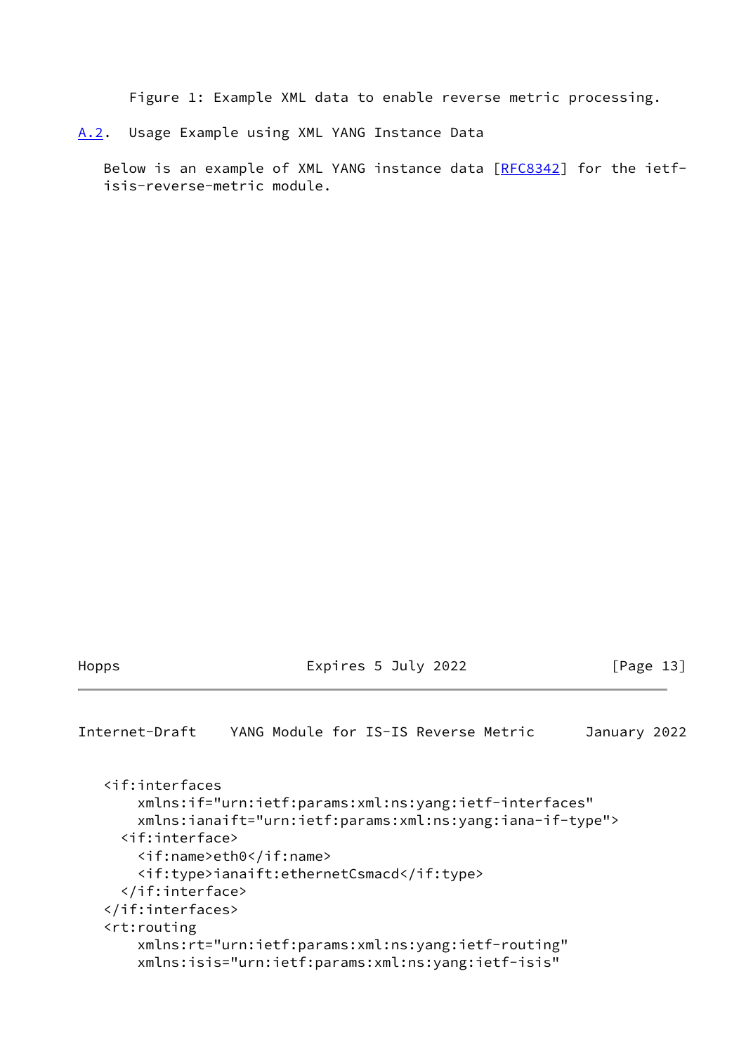Figure 1: Example XML data to enable reverse metric processing.

### A.2. Usage Example using XML YANG Instance Data

Below is an example of XML YANG instance data [RFC8342] for the ietf-isis-reverse-metric module.

```
<if:interfaces
    xmlns:if="urn:ietf:params:xml:ns:yang:ietf-interfaces"
    xmlns:ianaift="urn:ietf:params:xml:ns:yang:iana-if-type">
  <if:interface>
    <if:name>eth0</if:name>
    <if:type>ianaift:ethernetCsmacd</if:type>
  </if:interface>
</if:interfaces>
<rt:routing
    xmlns:rt="urn:ietf:params:xml:ns:yang:ietf-routing"
    xmlns:isis="urn:ietf:params:xml:ns:yang:ietf-isis"
```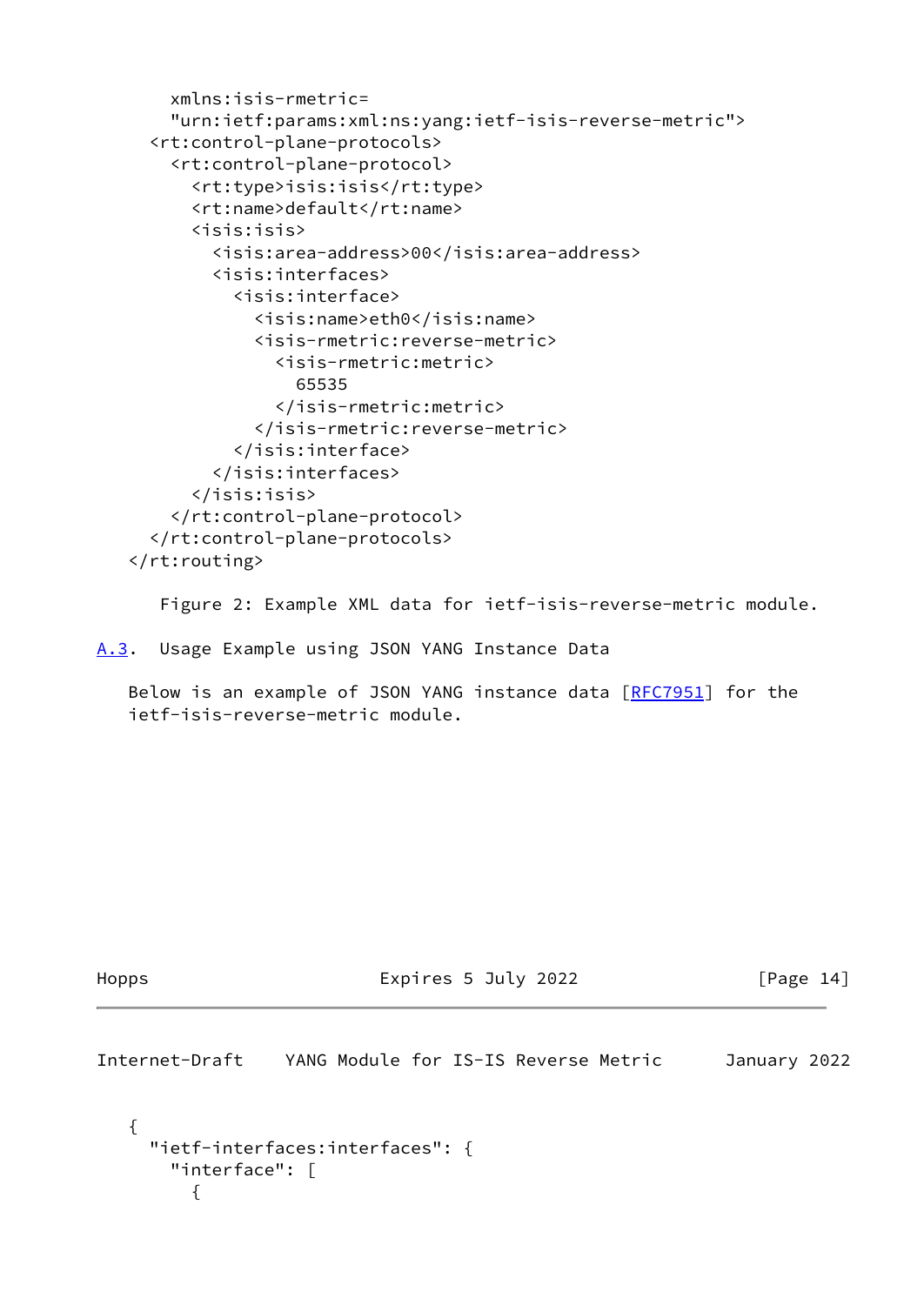```
     xmlns:isis-rmetric=
     "urn:ietf:params:xml:ns:yang:ietf-isis-reverse-metric">
   <rt:control-plane-protocols>
     <rt:control-plane-protocol>
       <rt:type>isis:isis</rt:type>
       <rt:name>default</rt:name>
       <isis:isis>
         <isis:area-address>00</isis:area-address>
         <isis:interfaces>
           <isis:interface>
             <isis:name>eth0</isis:name>
             <isis-rmetric:reverse-metric>
               <isis-rmetric:metric>
                 65535
               </isis-rmetric:metric>
             </isis-rmetric:reverse-metric>
           </isis:interface>
         </isis:interfaces>
       </isis:isis>
     </rt:control-plane-protocol>
   </rt:control-plane-protocols>
 </rt:routing>
```

Figure 2: Example XML data for ietf-isis-reverse-metric module.

### A.3. Usage Example using JSON YANG Instance Data

Below is an example of JSON YANG instance data [RFC7951] for the ietf-isis-reverse-metric module.

```
{
  "ietf-interfaces:interfaces": {
    "interface": [
      {
```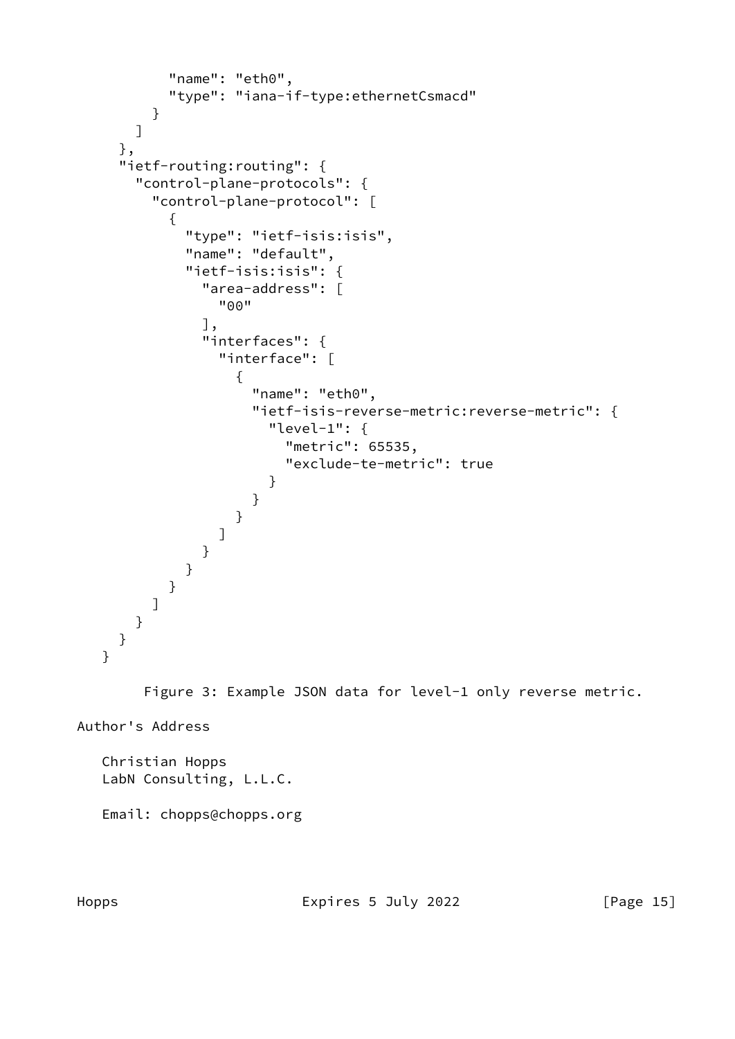```
          "name": "eth0",
          "type": "iana-if-type:ethernetCsmacd"
        }
      ]
    },
    "ietf-routing:routing": {
      "control-plane-protocols": {
        "control-plane-protocol": [
          {
            "type": "ietf-isis:isis",
            "name": "default",
            "ietf-isis:isis": {
              "area-address": [
                "00"
              ],
              "interfaces": {
                "interface": [
                  {
                    "name": "eth0",
                    "ietf-isis-reverse-metric:reverse-metric": {
                      "level-1": {
                        "metric": 65535,
                        "exclude-te-metric": true
                      }
                    }
                  }
                ]
              }
            }
          }
        ]
      }
    }
  }
```

Figure 3: Example JSON data for level-1 only reverse metric.

Author's Address

Christian Hopps
LabN Consulting, L.L.C.

Email: chopps@chopps.org